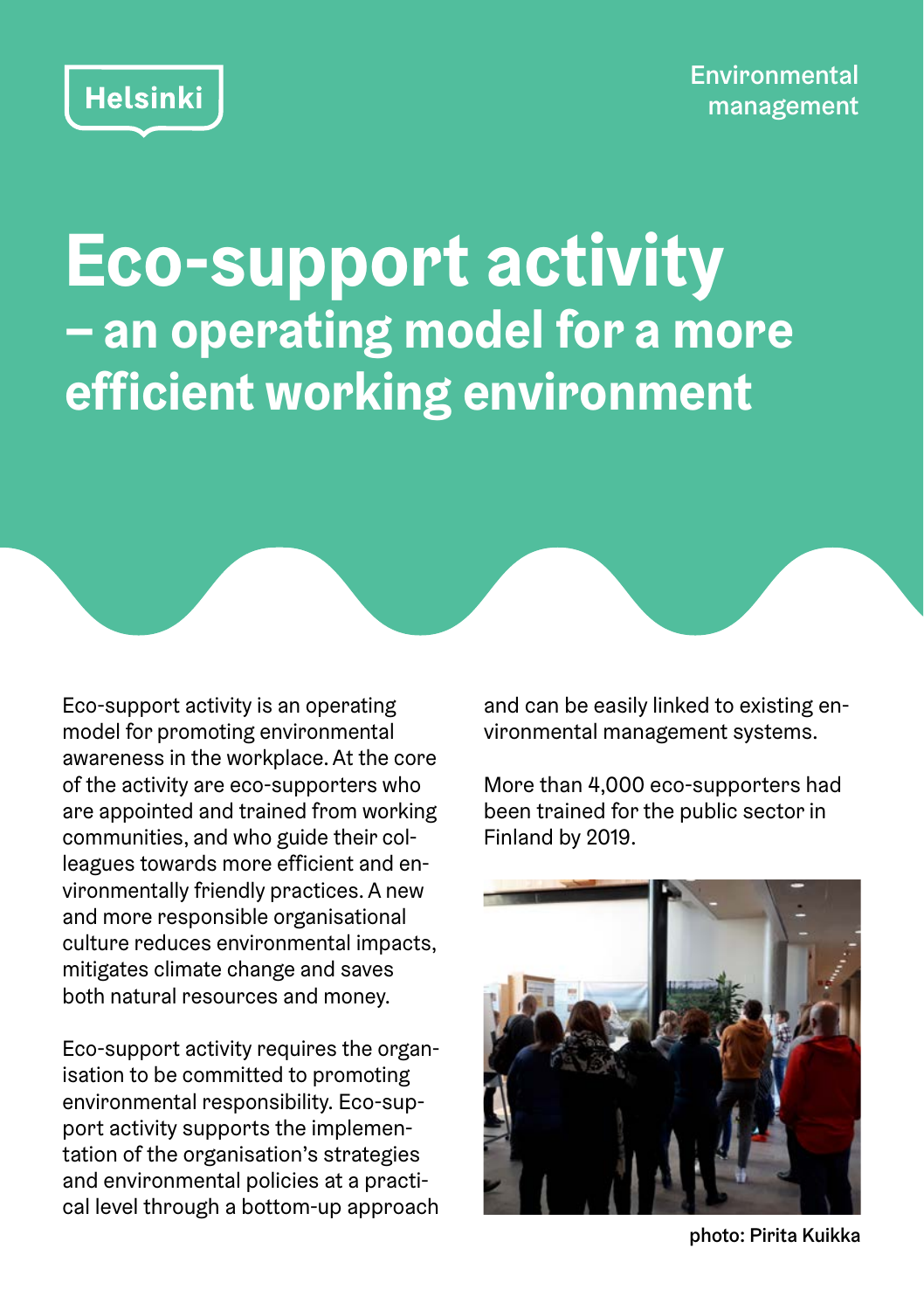Helsinki

Environmental management

# Eco-support activity
## – an operating model for a more efficient working environment

Eco-support activity is an operating model for promoting environmental awareness in the workplace. At the core of the activity are eco-supporters who are appointed and trained from working communities, and who guide their colleagues towards more efficient and environmentally friendly practices. A new and more responsible organisational culture reduces environmental impacts, mitigates climate change and saves both natural resources and money.

Eco-support activity requires the organisation to be committed to promoting environmental responsibility. Eco-support activity supports the implementation of the organisation's strategies and environmental policies at a practical level through a bottom-up approach and can be easily linked to existing environmental management systems.

More than 4,000 eco-supporters had been trained for the public sector in Finland by 2019.

photo: Pirita Kuikka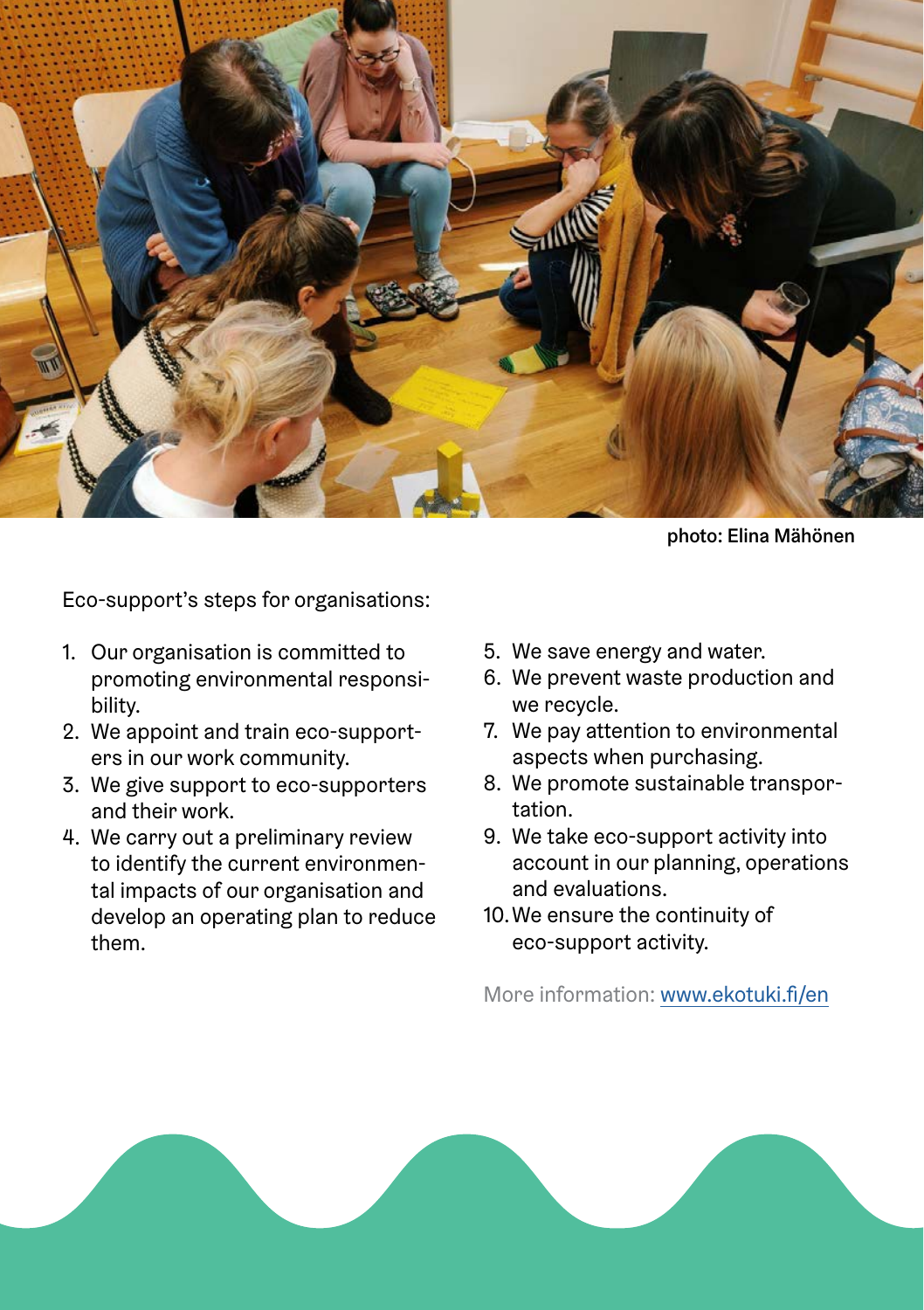photo: Elina Mähönen

Eco-support's steps for organisations:

1. Our organisation is committed to promoting environmental responsibility.
2. We appoint and train eco-supporters in our work community.
3. We give support to eco-supporters and their work.
4. We carry out a preliminary review to identify the current environmental impacts of our organisation and develop an operating plan to reduce them.
5. We save energy and water.
6. We prevent waste production and we recycle.
7. We pay attention to environmental aspects when purchasing.
8. We promote sustainable transportation.
9. We take eco-support activity into account in our planning, operations and evaluations.
10. We ensure the continuity of eco-support activity.

More information: [www.ekotuki.fi/en](http://www.ekotuki.fi/en)